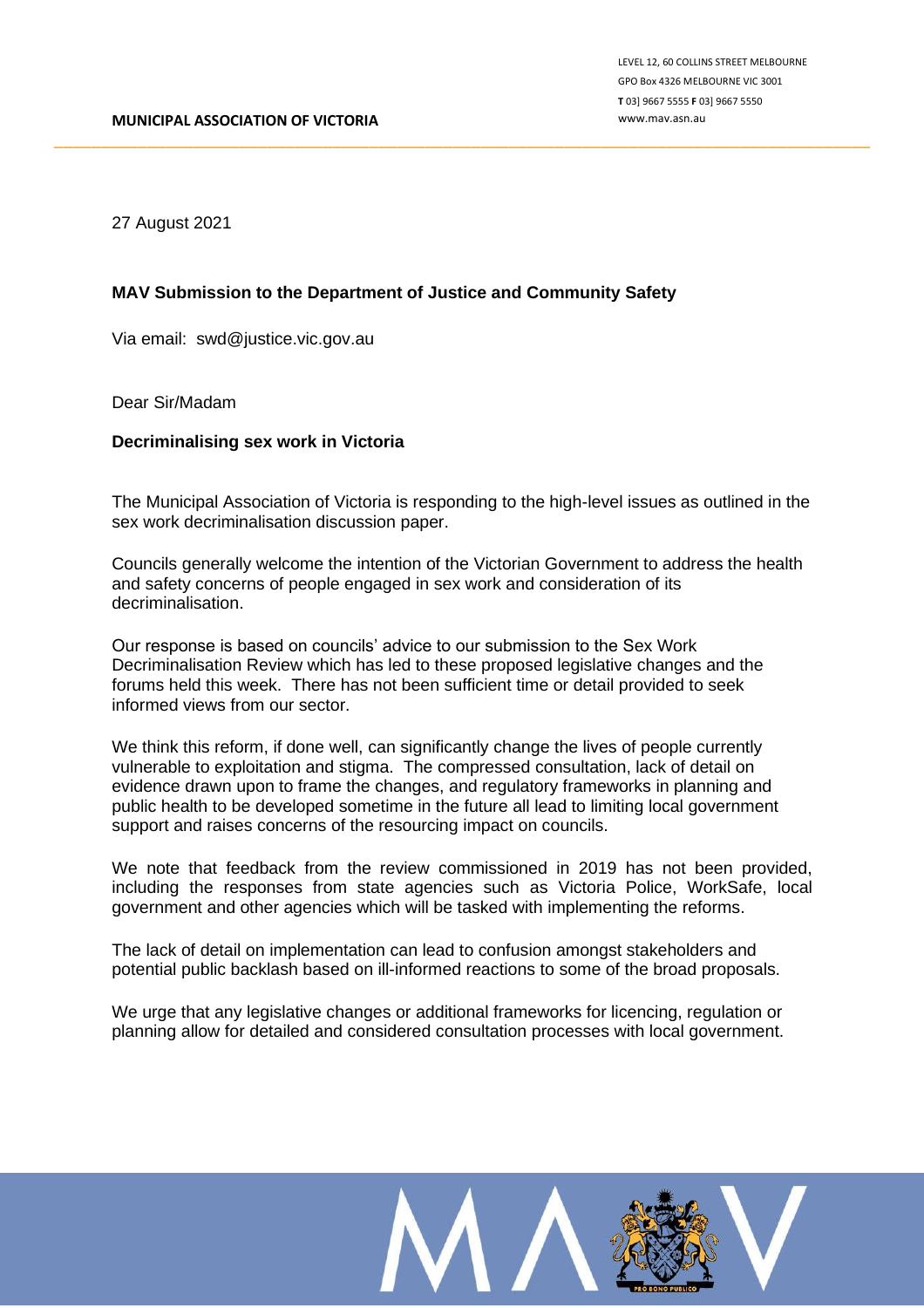**MUNICIPAL ASSOCIATION OF VICTORIA**

LEVEL 12, 60 COLLINS STREET MELBOURNE
GPO Box 4326 MELBOURNE VIC 3001
**T** 03] 9667 5555 **F** 03] 9667 5550
www.mav.asn.au

27 August 2021

**MAV Submission to the Department of Justice and Community Safety**

Via email: swd@justice.vic.gov.au

Dear Sir/Madam

**Decriminalising sex work in Victoria**

The Municipal Association of Victoria is responding to the high-level issues as outlined in the sex work decriminalisation discussion paper.

Councils generally welcome the intention of the Victorian Government to address the health and safety concerns of people engaged in sex work and consideration of its decriminalisation.

Our response is based on councils' advice to our submission to the Sex Work Decriminalisation Review which has led to these proposed legislative changes and the forums held this week. There has not been sufficient time or detail provided to seek informed views from our sector.

We think this reform, if done well, can significantly change the lives of people currently vulnerable to exploitation and stigma. The compressed consultation, lack of detail on evidence drawn upon to frame the changes, and regulatory frameworks in planning and public health to be developed sometime in the future all lead to limiting local government support and raises concerns of the resourcing impact on councils.

We note that feedback from the review commissioned in 2019 has not been provided, including the responses from state agencies such as Victoria Police, WorkSafe, local government and other agencies which will be tasked with implementing the reforms.

The lack of detail on implementation can lead to confusion amongst stakeholders and potential public backlash based on ill-informed reactions to some of the broad proposals.

We urge that any legislative changes or additional frameworks for licencing, regulation or planning allow for detailed and considered consultation processes with local government.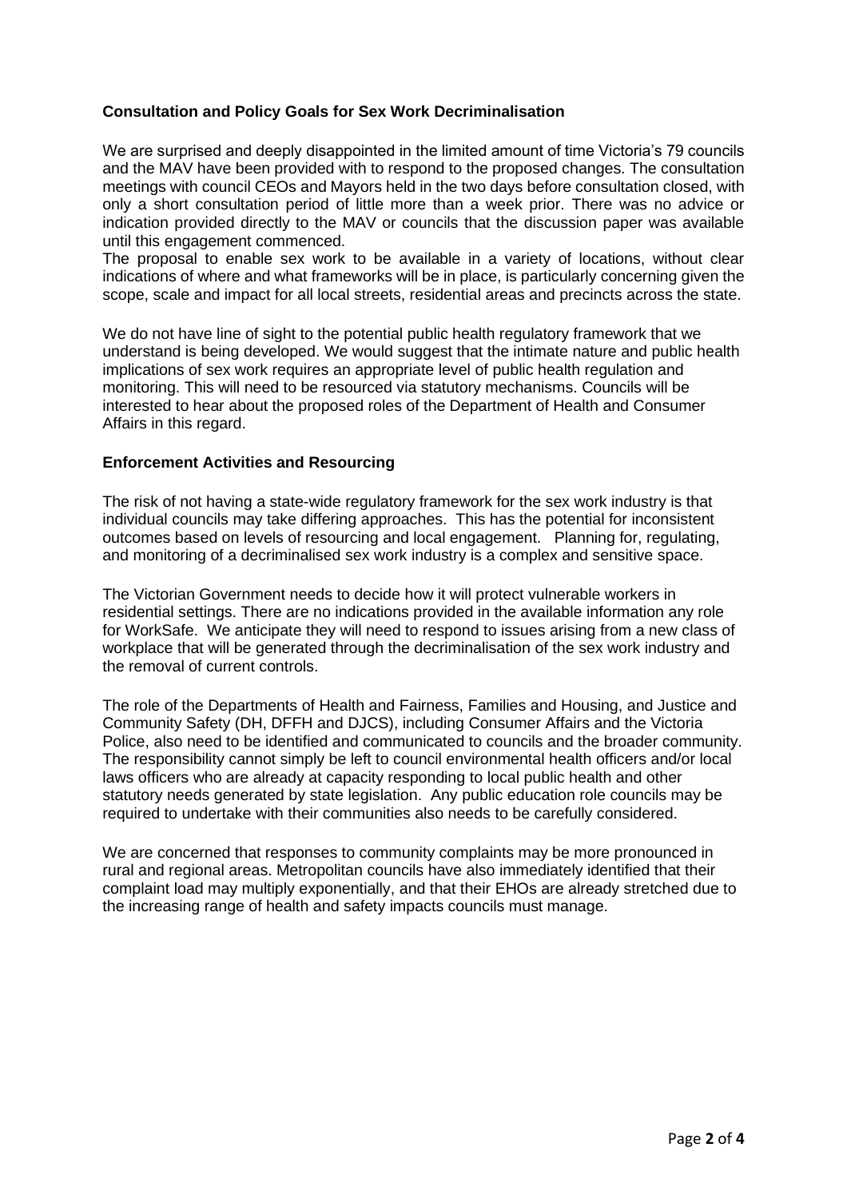**Consultation and Policy Goals for Sex Work Decriminalisation**

We are surprised and deeply disappointed in the limited amount of time Victoria's 79 councils and the MAV have been provided with to respond to the proposed changes. The consultation meetings with council CEOs and Mayors held in the two days before consultation closed, with only a short consultation period of little more than a week prior. There was no advice or indication provided directly to the MAV or councils that the discussion paper was available until this engagement commenced.

The proposal to enable sex work to be available in a variety of locations, without clear indications of where and what frameworks will be in place, is particularly concerning given the scope, scale and impact for all local streets, residential areas and precincts across the state.

We do not have line of sight to the potential public health regulatory framework that we understand is being developed. We would suggest that the intimate nature and public health implications of sex work requires an appropriate level of public health regulation and monitoring. This will need to be resourced via statutory mechanisms. Councils will be interested to hear about the proposed roles of the Department of Health and Consumer Affairs in this regard.

**Enforcement Activities and Resourcing**

The risk of not having a state-wide regulatory framework for the sex work industry is that individual councils may take differing approaches. This has the potential for inconsistent outcomes based on levels of resourcing and local engagement. Planning for, regulating, and monitoring of a decriminalised sex work industry is a complex and sensitive space.

The Victorian Government needs to decide how it will protect vulnerable workers in residential settings. There are no indications provided in the available information any role for WorkSafe. We anticipate they will need to respond to issues arising from a new class of workplace that will be generated through the decriminalisation of the sex work industry and the removal of current controls.

The role of the Departments of Health and Fairness, Families and Housing, and Justice and Community Safety (DH, DFFH and DJCS), including Consumer Affairs and the Victoria Police, also need to be identified and communicated to councils and the broader community. The responsibility cannot simply be left to council environmental health officers and/or local laws officers who are already at capacity responding to local public health and other statutory needs generated by state legislation. Any public education role councils may be required to undertake with their communities also needs to be carefully considered.

We are concerned that responses to community complaints may be more pronounced in rural and regional areas. Metropolitan councils have also immediately identified that their complaint load may multiply exponentially, and that their EHOs are already stretched due to the increasing range of health and safety impacts councils must manage.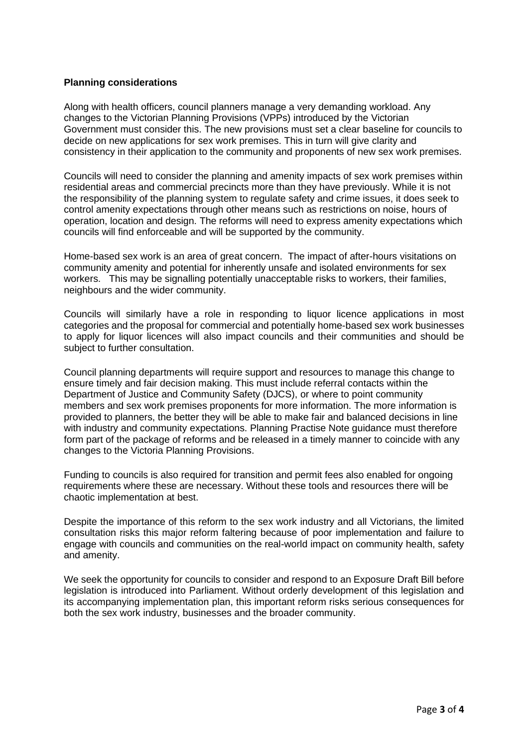**Planning considerations**

Along with health officers, council planners manage a very demanding workload. Any changes to the Victorian Planning Provisions (VPPs) introduced by the Victorian Government must consider this. The new provisions must set a clear baseline for councils to decide on new applications for sex work premises. This in turn will give clarity and consistency in their application to the community and proponents of new sex work premises.

Councils will need to consider the planning and amenity impacts of sex work premises within residential areas and commercial precincts more than they have previously. While it is not the responsibility of the planning system to regulate safety and crime issues, it does seek to control amenity expectations through other means such as restrictions on noise, hours of operation, location and design. The reforms will need to express amenity expectations which councils will find enforceable and will be supported by the community.

Home-based sex work is an area of great concern. The impact of after-hours visitations on community amenity and potential for inherently unsafe and isolated environments for sex workers. This may be signalling potentially unacceptable risks to workers, their families, neighbours and the wider community.

Councils will similarly have a role in responding to liquor licence applications in most categories and the proposal for commercial and potentially home-based sex work businesses to apply for liquor licences will also impact councils and their communities and should be subject to further consultation.

Council planning departments will require support and resources to manage this change to ensure timely and fair decision making. This must include referral contacts within the Department of Justice and Community Safety (DJCS), or where to point community members and sex work premises proponents for more information. The more information is provided to planners, the better they will be able to make fair and balanced decisions in line with industry and community expectations. Planning Practise Note guidance must therefore form part of the package of reforms and be released in a timely manner to coincide with any changes to the Victoria Planning Provisions.

Funding to councils is also required for transition and permit fees also enabled for ongoing requirements where these are necessary. Without these tools and resources there will be chaotic implementation at best.

Despite the importance of this reform to the sex work industry and all Victorians, the limited consultation risks this major reform faltering because of poor implementation and failure to engage with councils and communities on the real-world impact on community health, safety and amenity.

We seek the opportunity for councils to consider and respond to an Exposure Draft Bill before legislation is introduced into Parliament. Without orderly development of this legislation and its accompanying implementation plan, this important reform risks serious consequences for both the sex work industry, businesses and the broader community.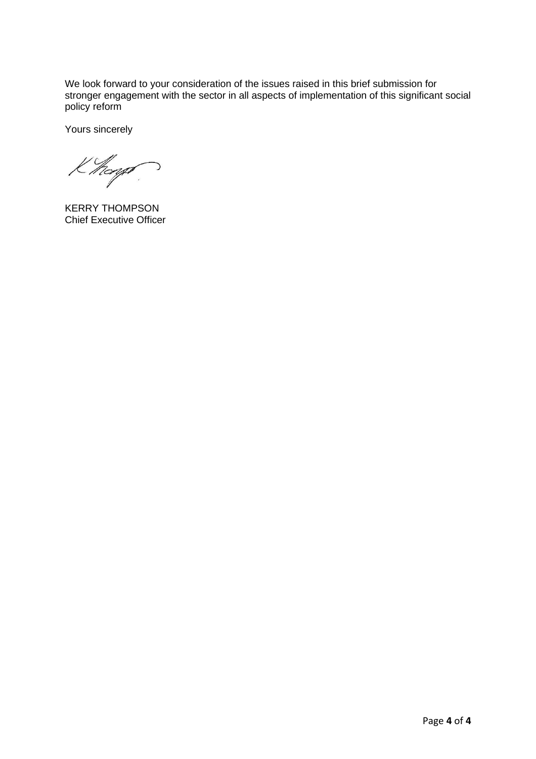We look forward to your consideration of the issues raised in this brief submission for stronger engagement with the sector in all aspects of implementation of this significant social policy reform

Yours sincerely

KERRY THOMPSON
Chief Executive Officer